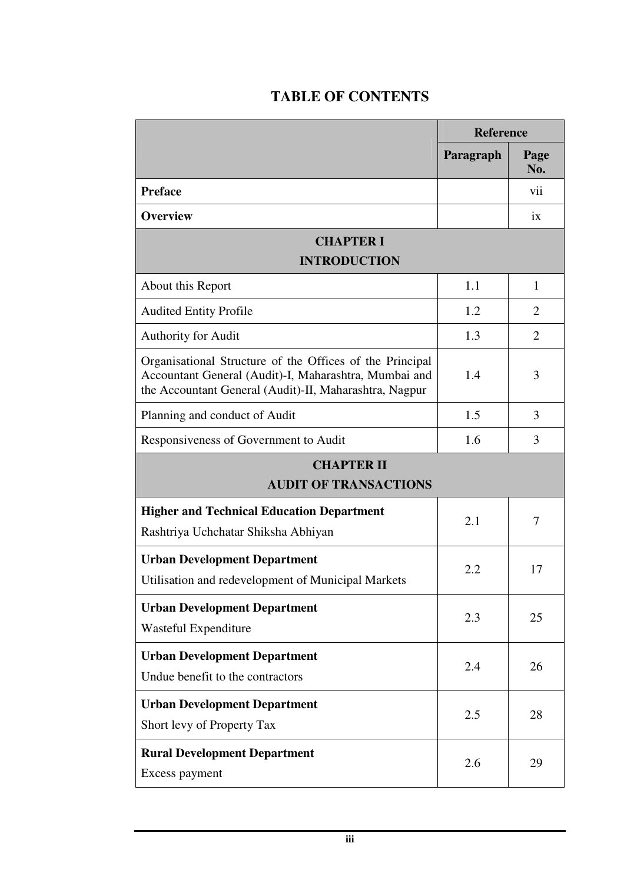# TABLE OF CONTENTS

| | Reference | |
|---|---|---|
| | Paragraph | Page No. |
| **Preface** | | vii |
| **Overview** | | ix |
| **CHAPTER I**<br>**INTRODUCTION** | | |
| About this Report | 1.1 | 1 |
| Audited Entity Profile | 1.2 | 2 |
| Authority for Audit | 1.3 | 2 |
| Organisational Structure of the Offices of the Principal Accountant General (Audit)-I, Maharashtra, Mumbai and the Accountant General (Audit)-II, Maharashtra, Nagpur | 1.4 | 3 |
| Planning and conduct of Audit | 1.5 | 3 |
| Responsiveness of Government to Audit | 1.6 | 3 |
| **CHAPTER II**<br>**AUDIT OF TRANSACTIONS** | | |
| **Higher and Technical Education Department**<br>Rashtriya Uchchatar Shiksha Abhiyan | 2.1 | 7 |
| **Urban Development Department**<br>Utilisation and redevelopment of Municipal Markets | 2.2 | 17 |
| **Urban Development Department**<br>Wasteful Expenditure | 2.3 | 25 |
| **Urban Development Department**<br>Undue benefit to the contractors | 2.4 | 26 |
| **Urban Development Department**<br>Short levy of Property Tax | 2.5 | 28 |
| **Rural Development Department**<br>Excess payment | 2.6 | 29 |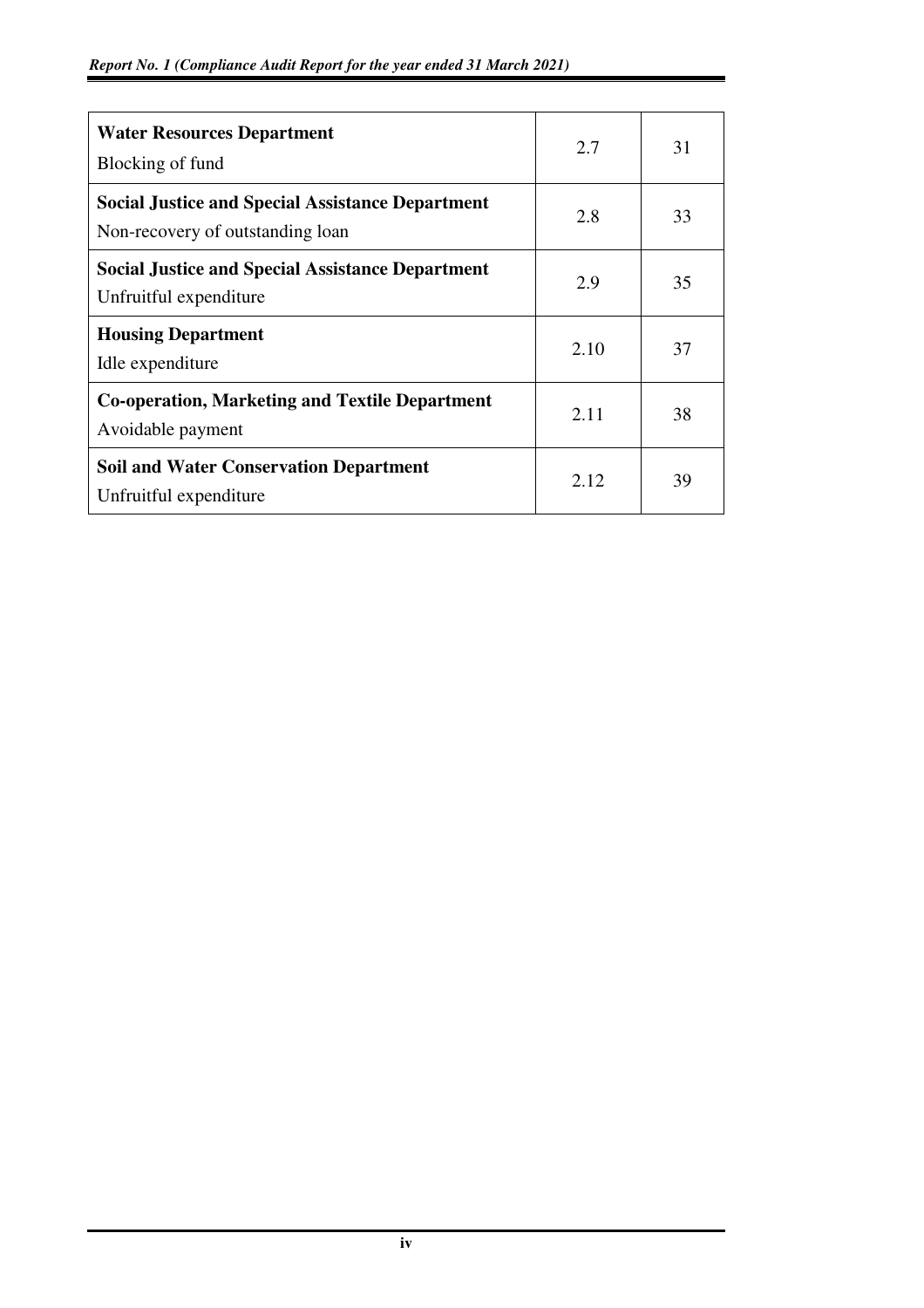| | | |
|---|---|---|
| **Water Resources Department**<br>Blocking of fund | 2.7 | 31 |
| **Social Justice and Special Assistance Department**<br>Non-recovery of outstanding loan | 2.8 | 33 |
| **Social Justice and Special Assistance Department**<br>Unfruitful expenditure | 2.9 | 35 |
| **Housing Department**<br>Idle expenditure | 2.10 | 37 |
| **Co-operation, Marketing and Textile Department**<br>Avoidable payment | 2.11 | 38 |
| **Soil and Water Conservation Department**<br>Unfruitful expenditure | 2.12 | 39 |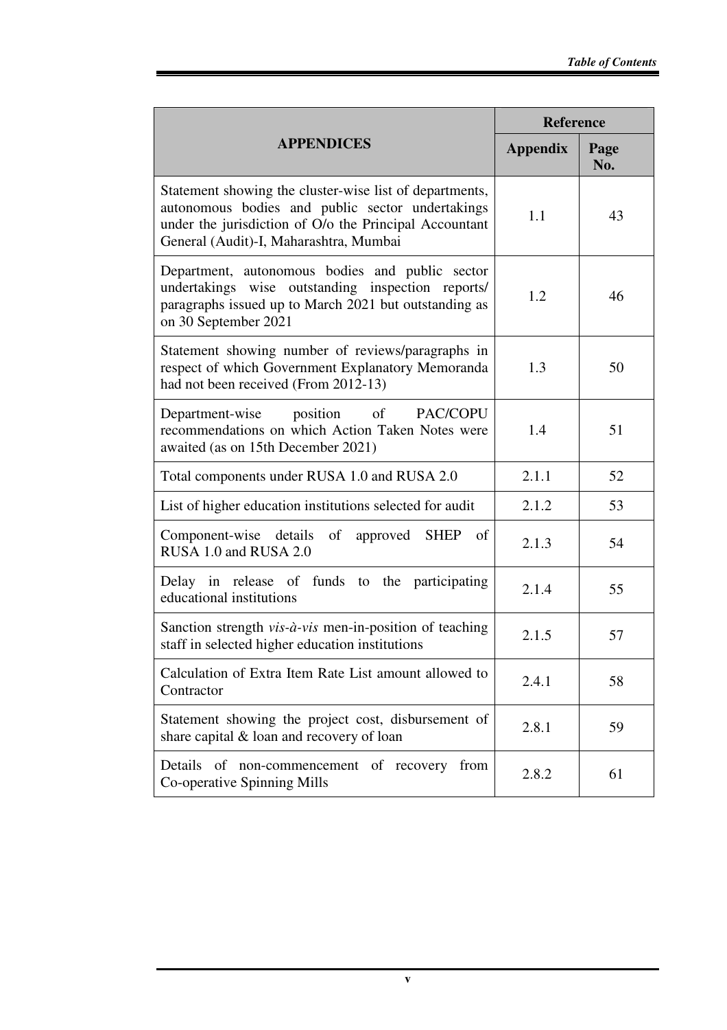| APPENDICES | Reference | |
|---|---|---|
| | **Appendix** | **Page No.** |
| Statement showing the cluster-wise list of departments, autonomous bodies and public sector undertakings under the jurisdiction of O/o the Principal Accountant General (Audit)-I, Maharashtra, Mumbai | 1.1 | 43 |
| Department, autonomous bodies and public sector undertakings wise outstanding inspection reports/ paragraphs issued up to March 2021 but outstanding as on 30 September 2021 | 1.2 | 46 |
| Statement showing number of reviews/paragraphs in respect of which Government Explanatory Memoranda had not been received (From 2012-13) | 1.3 | 50 |
| Department-wise position of PAC/COPU recommendations on which Action Taken Notes were awaited (as on 15th December 2021) | 1.4 | 51 |
| Total components under RUSA 1.0 and RUSA 2.0 | 2.1.1 | 52 |
| List of higher education institutions selected for audit | 2.1.2 | 53 |
| Component-wise details of approved SHEP of RUSA 1.0 and RUSA 2.0 | 2.1.3 | 54 |
| Delay in release of funds to the participating educational institutions | 2.1.4 | 55 |
| Sanction strength *vis-à-vis* men-in-position of teaching staff in selected higher education institutions | 2.1.5 | 57 |
| Calculation of Extra Item Rate List amount allowed to Contractor | 2.4.1 | 58 |
| Statement showing the project cost, disbursement of share capital & loan and recovery of loan | 2.8.1 | 59 |
| Details of non-commencement of recovery from Co-operative Spinning Mills | 2.8.2 | 61 |